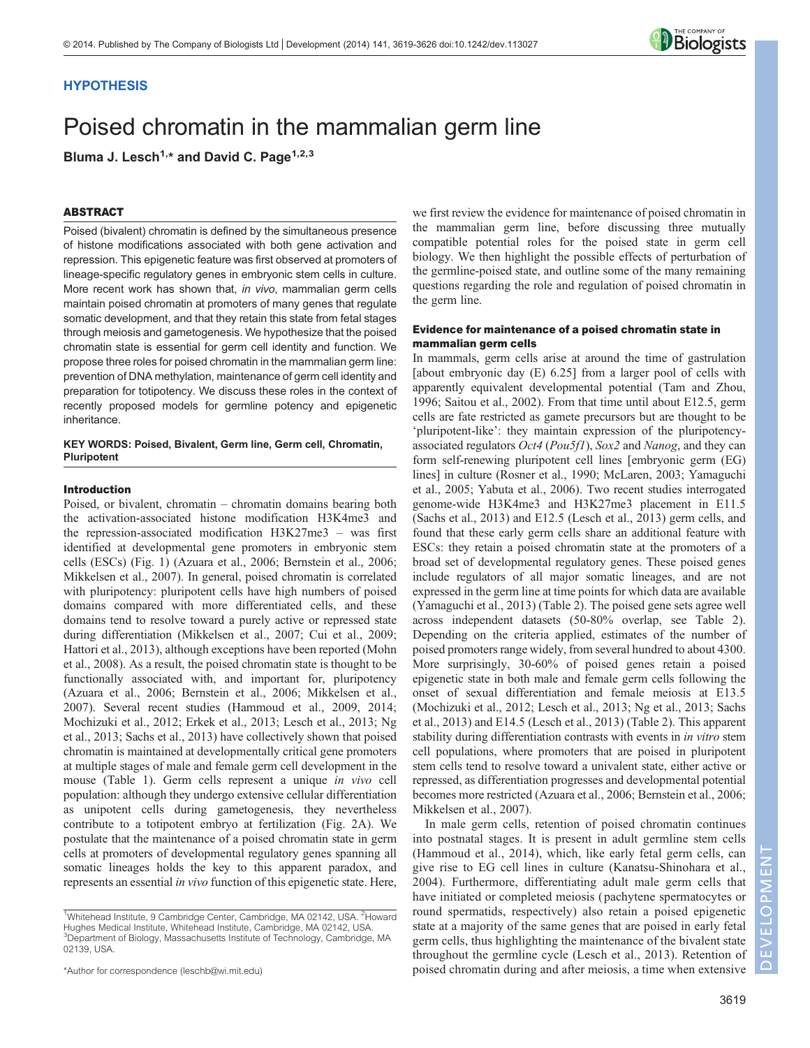**HYPOTHESIS**

# Poised chromatin in the mammalian germ line

**Bluma J. Lesch[1,*] and David C. Page[1,2,3]**

## ABSTRACT

Poised (bivalent) chromatin is defined by the simultaneous presence of histone modifications associated with both gene activation and repression. This epigenetic feature was first observed at promoters of lineage-specific regulatory genes in embryonic stem cells in culture. More recent work has shown that, *in vivo*, mammalian germ cells maintain poised chromatin at promoters of many genes that regulate somatic development, and that they retain this state from fetal stages through meiosis and gametogenesis. We hypothesize that the poised chromatin state is essential for germ cell identity and function. We propose three roles for poised chromatin in the mammalian germ line: prevention of DNA methylation, maintenance of germ cell identity and preparation for totipotency. We discuss these roles in the context of recently proposed models for germline potency and epigenetic inheritance.

**KEY WORDS: Poised, Bivalent, Germ line, Germ cell, Chromatin, Pluripotent**

## Introduction

Poised, or bivalent, chromatin – chromatin domains bearing both the activation-associated histone modification H3K4me3 and the repression-associated modification H3K27me3 – was first identified at developmental gene promoters in embryonic stem cells (ESCs) (Fig. 1) (Azuara et al., 2006; Bernstein et al., 2006; Mikkelsen et al., 2007). In general, poised chromatin is correlated with pluripotency: pluripotent cells have high numbers of poised domains compared with more differentiated cells, and these domains tend to resolve toward a purely active or repressed state during differentiation (Mikkelsen et al., 2007; Cui et al., 2009; Hattori et al., 2013), although exceptions have been reported (Mohn et al., 2008). As a result, the poised chromatin state is thought to be functionally associated with, and important for, pluripotency (Azuara et al., 2006; Bernstein et al., 2006; Mikkelsen et al., 2007). Several recent studies (Hammoud et al., 2009, 2014; Mochizuki et al., 2012; Erkek et al., 2013; Lesch et al., 2013; Ng et al., 2013; Sachs et al., 2013) have collectively shown that poised chromatin is maintained at developmentally critical gene promoters at multiple stages of male and female germ cell development in the mouse (Table 1). Germ cells represent a unique *in vivo* cell population: although they undergo extensive cellular differentiation as unipotent cells during gametogenesis, they nevertheless contribute to a totipotent embryo at fertilization (Fig. 2A). We postulate that the maintenance of a poised chromatin state in germ cells at promoters of developmental regulatory genes spanning all somatic lineages holds the key to this apparent paradox, and represents an essential *in vivo* function of this epigenetic state. Here, we first review the evidence for maintenance of poised chromatin in the mammalian germ line, before discussing three mutually compatible potential roles for the poised state in germ cell biology. We then highlight the possible effects of perturbation of the germline-poised state, and outline some of the many remaining questions regarding the role and regulation of poised chromatin in the germ line.

### Evidence for maintenance of a poised chromatin state in mammalian germ cells

In mammals, germ cells arise at around the time of gastrulation [about embryonic day (E) 6.25] from a larger pool of cells with apparently equivalent developmental potential (Tam and Zhou, 1996; Saitou et al., 2002). From that time until about E12.5, germ cells are fate restricted as gamete precursors but are thought to be 'pluripotent-like': they maintain expression of the pluripotency-associated regulators *Oct4* (*Pou5f1*), *Sox2* and *Nanog*, and they can form self-renewing pluripotent cell lines [embryonic germ (EG) lines] in culture (Rosner et al., 1990; McLaren, 2003; Yamaguchi et al., 2005; Yabuta et al., 2006). Two recent studies interrogated genome-wide H3K4me3 and H3K27me3 placement in E11.5 (Sachs et al., 2013) and E12.5 (Lesch et al., 2013) germ cells, and found that these early germ cells share an additional feature with ESCs: they retain a poised chromatin state at the promoters of a broad set of developmental regulatory genes. These poised genes include regulators of all major somatic lineages, and are not expressed in the germ line at time points for which data are available (Yamaguchi et al., 2013) (Table 2). The poised gene sets agree well across independent datasets (50-80% overlap, see Table 2). Depending on the criteria applied, estimates of the number of poised promoters range widely, from several hundred to about 4300. More surprisingly, 30-60% of poised genes retain a poised epigenetic state in both male and female germ cells following the onset of sexual differentiation and female meiosis at E13.5 (Mochizuki et al., 2012; Lesch et al., 2013; Ng et al., 2013; Sachs et al., 2013) and E14.5 (Lesch et al., 2013) (Table 2). This apparent stability during differentiation contrasts with events in *in vitro* stem cell populations, where promoters that are poised in pluripotent stem cells tend to resolve toward a univalent state, either active or repressed, as differentiation progresses and developmental potential becomes more restricted (Azuara et al., 2006; Bernstein et al., 2006; Mikkelsen et al., 2007).

In male germ cells, retention of poised chromatin continues into postnatal stages. It is present in adult germline stem cells (Hammoud et al., 2014), which, like early fetal germ cells, can give rise to EG cell lines in culture (Kanatsu-Shinohara et al., 2004). Furthermore, differentiating adult male germ cells that have initiated or completed meiosis (pachytene spermatocytes or round spermatids, respectively) also retain a poised epigenetic state at a majority of the same genes that are poised in early fetal germ cells, thus highlighting the maintenance of the bivalent state throughout the germline cycle (Lesch et al., 2013). Retention of poised chromatin during and after meiosis, a time when extensive

[1]Whitehead Institute, 9 Cambridge Center, Cambridge, MA 02142, USA. [2]Howard Hughes Medical Institute, Whitehead Institute, Cambridge, MA 02142, USA. [3]Department of Biology, Massachusetts Institute of Technology, Cambridge, MA 02139, USA.

*Author for correspondence (leschb@wi.mit.edu)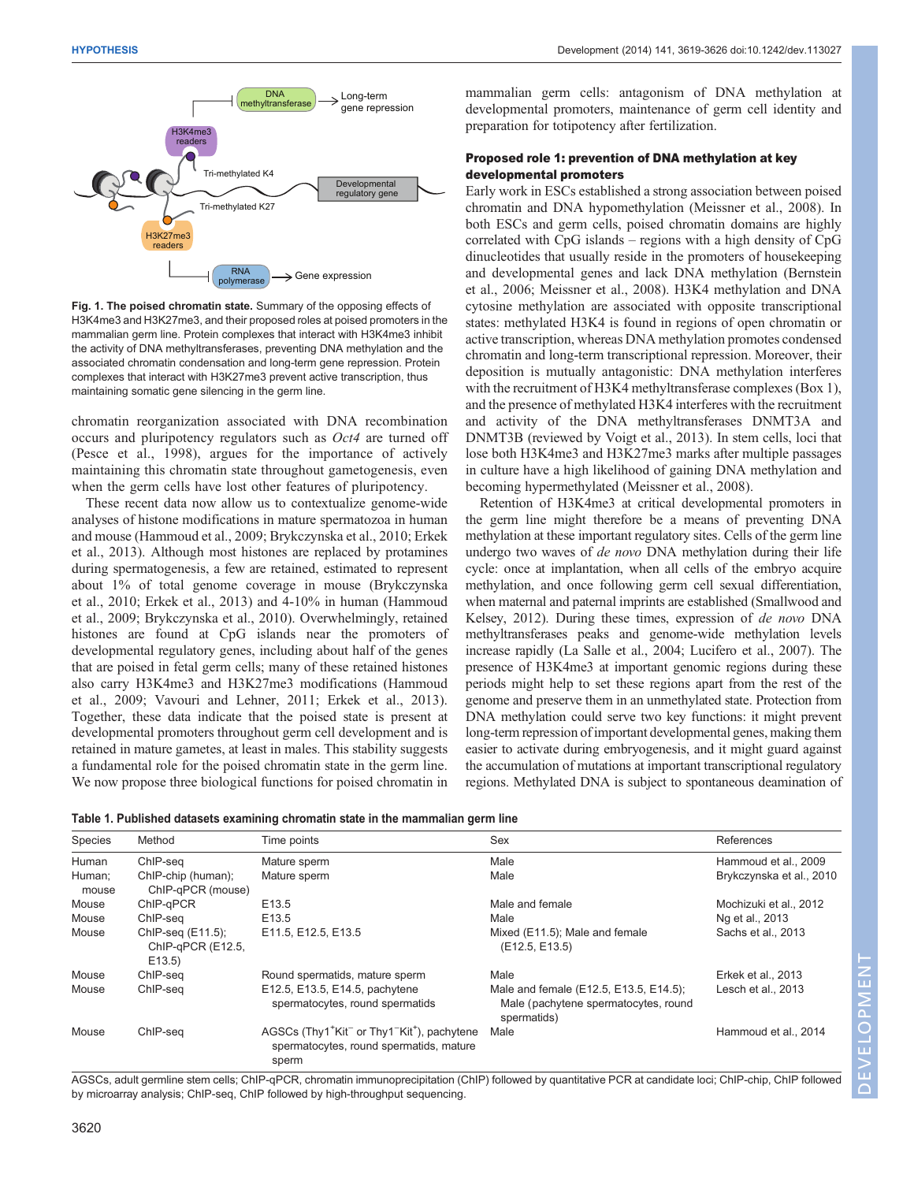Fig. 1. The poised chromatin state. Summary of the opposing effects of H3K4me3 and H3K27me3, and their proposed roles at poised promoters in the mammalian germ line. Protein complexes that interact with H3K4me3 inhibit the activity of DNA methyltransferases, preventing DNA methylation and the associated chromatin condensation and long-term gene repression. Protein complexes that interact with H3K27me3 prevent active transcription, thus maintaining somatic gene silencing in the germ line.

chromatin reorganization associated with DNA recombination occurs and pluripotency regulators such as *Oct4* are turned off (Pesce et al., 1998), argues for the importance of actively maintaining this chromatin state throughout gametogenesis, even when the germ cells have lost other features of pluripotency.

These recent data now allow us to contextualize genome-wide analyses of histone modifications in mature spermatozoa in human and mouse (Hammoud et al., 2009; Brykczynska et al., 2010; Erkek et al., 2013). Although most histones are replaced by protamines during spermatogenesis, a few are retained, estimated to represent about 1% of total genome coverage in mouse (Brykczynska et al., 2010; Erkek et al., 2013) and 4-10% in human (Hammoud et al., 2009; Brykczynska et al., 2010). Overwhelmingly, retained histones are found at CpG islands near the promoters of developmental regulatory genes, including about half of the genes that are poised in fetal germ cells; many of these retained histones also carry H3K4me3 and H3K27me3 modifications (Hammoud et al., 2009; Vavouri and Lehner, 2011; Erkek et al., 2013). Together, these data indicate that the poised state is present at developmental promoters throughout germ cell development and is retained in mature gametes, at least in males. This stability suggests a fundamental role for the poised chromatin state in the germ line. We now propose three biological functions for poised chromatin in mammalian germ cells: antagonism of DNA methylation at developmental promoters, maintenance of germ cell identity and preparation for totipotency after fertilization.

## Proposed role 1: prevention of DNA methylation at key developmental promoters

Early work in ESCs established a strong association between poised chromatin and DNA hypomethylation (Meissner et al., 2008). In both ESCs and germ cells, poised chromatin domains are highly correlated with CpG islands – regions with a high density of CpG dinucleotides that usually reside in the promoters of housekeeping and developmental genes and lack DNA methylation (Bernstein et al., 2006; Meissner et al., 2008). H3K4 methylation and DNA cytosine methylation are associated with opposite transcriptional states: methylated H3K4 is found in regions of open chromatin or active transcription, whereas DNA methylation promotes condensed chromatin and long-term transcriptional repression. Moreover, their deposition is mutually antagonistic: DNA methylation interferes with the recruitment of H3K4 methyltransferase complexes (Box 1), and the presence of methylated H3K4 interferes with the recruitment and activity of the DNA methyltransferases DNMT3A and DNMT3B (reviewed by Voigt et al., 2013). In stem cells, loci that lose both H3K4me3 and H3K27me3 marks after multiple passages in culture have a high likelihood of gaining DNA methylation and becoming hypermethylated (Meissner et al., 2008).

Retention of H3K4me3 at critical developmental promoters in the germ line might therefore be a means of preventing DNA methylation at these important regulatory sites. Cells of the germ line undergo two waves of *de novo* DNA methylation during their life cycle: once at implantation, when all cells of the embryo acquire methylation, and once following germ cell sexual differentiation, when maternal and paternal imprints are established (Smallwood and Kelsey, 2012). During these times, expression of *de novo* DNA methyltransferases peaks and genome-wide methylation levels increase rapidly (La Salle et al., 2004; Lucifero et al., 2007). The presence of H3K4me3 at important genomic regions during these periods might help to set these regions apart from the rest of the genome and preserve them in an unmethylated state. Protection from DNA methylation could serve two key functions: it might prevent long-term repression of important developmental genes, making them easier to activate during embryogenesis, and it might guard against the accumulation of mutations at important transcriptional regulatory regions. Methylated DNA is subject to spontaneous deamination of

**Table 1. Published datasets examining chromatin state in the mammalian germ line**

| Species | Method | Time points | Sex | References |
|---|---|---|---|---|
| Human | ChIP-seq | Mature sperm | Male | Hammoud et al., 2009 |
| Human; mouse | ChIP-chip (human); ChIP-qPCR (mouse) | Mature sperm | Male | Brykczynska et al., 2010 |
| Mouse | ChIP-qPCR | E13.5 | Male and female | Mochizuki et al., 2012 |
| Mouse | ChIP-seq | E13.5 | Male | Ng et al., 2013 |
| Mouse | ChIP-seq (E11.5); ChIP-qPCR (E12.5, E13.5) | E11.5, E12.5, E13.5 | Mixed (E11.5); Male and female (E12.5, E13.5) | Sachs et al., 2013 |
| Mouse | ChIP-seq | Round spermatids, mature sperm | Male | Erkek et al., 2013 |
| Mouse | ChIP-seq | E12.5, E13.5, E14.5, pachytene spermatocytes, round spermatids | Male and female (E12.5, E13.5, E14.5); Male (pachytene spermatocytes, round spermatids) | Lesch et al., 2013 |
| Mouse | ChIP-seq | AGSCs (Thy1$^{+}$Kit$^{-}$ or Thy1$^{-}$Kit$^{+}$), pachytene spermatocytes, round spermatids, mature sperm | Male | Hammoud et al., 2014 |

AGSCs, adult germline stem cells; ChIP-qPCR, chromatin immunoprecipitation (ChIP) followed by quantitative PCR at candidate loci; ChIP-chip, ChIP followed by microarray analysis; ChIP-seq, ChIP followed by high-throughput sequencing.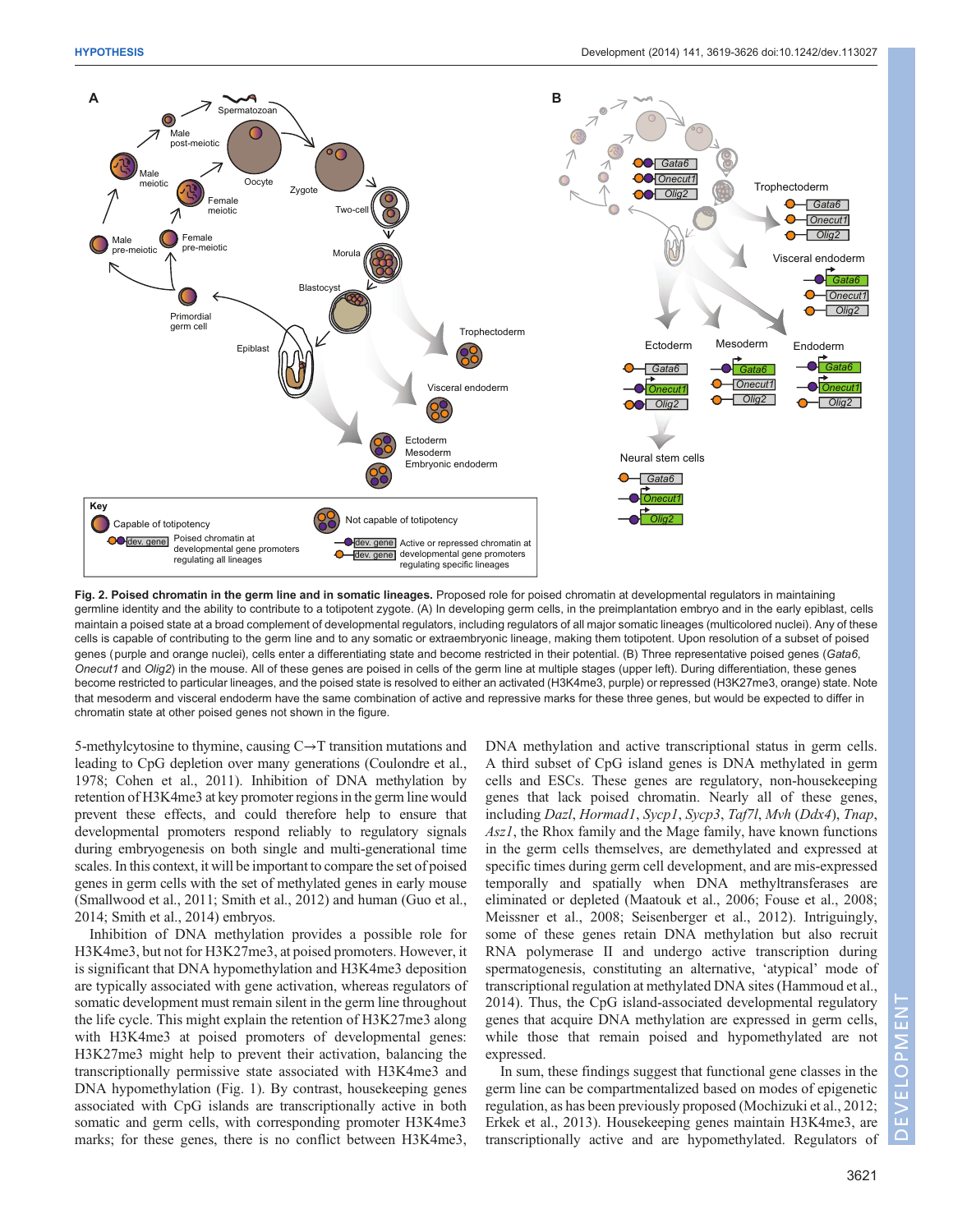**Fig. 2. Poised chromatin in the germ line and in somatic lineages.** Proposed role for poised chromatin at developmental regulators in maintaining germline identity and the ability to contribute to a totipotent zygote. (A) In developing germ cells, in the preimplantation embryo and in the early epiblast, cells maintain a poised state at a broad complement of developmental regulators, including regulators of all major somatic lineages (multicolored nuclei). Any of these cells is capable of contributing to the germ line and to any somatic or extraembryonic lineage, making them totipotent. Upon resolution of a subset of poised genes (purple and orange nuclei), cells enter a differentiating state and become restricted in their potential. (B) Three representative poised genes (*Gata6*, *Onecut1* and *Olig2*) in the mouse. All of these genes are poised in cells of the germ line at multiple stages (upper left). During differentiation, these genes become restricted to particular lineages, and the poised state is resolved to either an activated (H3K4me3, purple) or repressed (H3K27me3, orange) state. Note that mesoderm and visceral endoderm have the same combination of active and repressive marks for these three genes, but would be expected to differ in chromatin state at other poised genes not shown in the figure.

5-methylcytosine to thymine, causing C→T transition mutations and leading to CpG depletion over many generations (Coulondre et al., 1978; Cohen et al., 2011). Inhibition of DNA methylation by retention of H3K4me3 at key promoter regions in the germ line would prevent these effects, and could therefore help to ensure that developmental promoters respond reliably to regulatory signals during embryogenesis on both single and multi-generational time scales. In this context, it will be important to compare the set of poised genes in germ cells with the set of methylated genes in early mouse (Smallwood et al., 2011; Smith et al., 2012) and human (Guo et al., 2014; Smith et al., 2014) embryos.

Inhibition of DNA methylation provides a possible role for H3K4me3, but not for H3K27me3, at poised promoters. However, it is significant that DNA hypomethylation and H3K4me3 deposition are typically associated with gene activation, whereas regulators of somatic development must remain silent in the germ line throughout the life cycle. This might explain the retention of H3K27me3 along with H3K4me3 at poised promoters of developmental genes: H3K27me3 might help to prevent their activation, balancing the transcriptionally permissive state associated with H3K4me3 and DNA hypomethylation (Fig. 1). By contrast, housekeeping genes associated with CpG islands are transcriptionally active in both somatic and germ cells, with corresponding promoter H3K4me3 marks; for these genes, there is no conflict between H3K4me3, DNA methylation and active transcriptional status in germ cells. A third subset of CpG island genes is DNA methylated in germ cells and ESCs. These genes are regulatory, non-housekeeping genes that lack poised chromatin. Nearly all of these genes, including *Dazl*, *Hormad1*, *Sycp1*, *Sycp3*, *Taf7l*, *Mvh* (*Ddx4*), *Tnap*, *Asz1*, the Rhox family and the Mage family, have known functions in the germ cells themselves, are demethylated and expressed at specific times during germ cell development, and are mis-expressed temporally and spatially when DNA methyltransferases are eliminated or depleted (Maatouk et al., 2006; Fouse et al., 2008; Meissner et al., 2008; Seisenberger et al., 2012). Intriguingly, some of these genes retain DNA methylation but also recruit RNA polymerase II and undergo active transcription during spermatogenesis, constituting an alternative, 'atypical' mode of transcriptional regulation at methylated DNA sites (Hammoud et al., 2014). Thus, the CpG island-associated developmental regulatory genes that acquire DNA methylation are expressed in germ cells, while those that remain poised and hypomethylated are not expressed.

In sum, these findings suggest that functional gene classes in the germ line can be compartmentalized based on modes of epigenetic regulation, as has been previously proposed (Mochizuki et al., 2012; Erkek et al., 2013). Housekeeping genes maintain H3K4me3, are transcriptionally active and are hypomethylated. Regulators of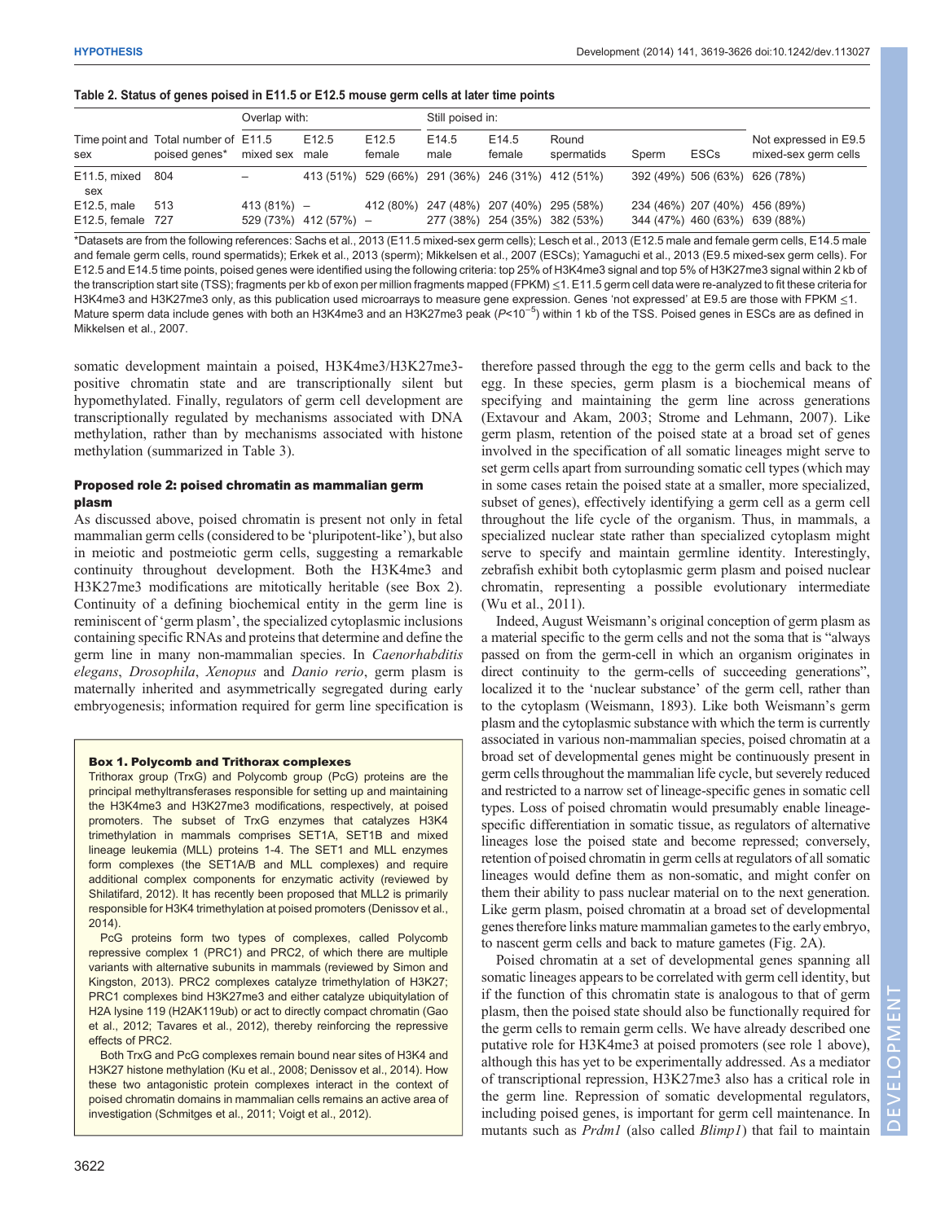**Table 2. Status of genes poised in E11.5 or E12.5 mouse germ cells at later time points**

| Time point and sex | Total number of poised genes* | Overlap with: E11.5 mixed sex | E12.5 male | E12.5 female | Still poised in: E14.5 male | E14.5 female | Round spermatids | Sperm | ESCs | Not expressed in E9.5 mixed-sex germ cells |
|---|---|---|---|---|---|---|---|---|---|---|
| E11.5, mixed sex | 804 | – | 413 (51%) | 529 (66%) | 291 (36%) | 246 (31%) | 412 (51%) | 392 (49%) | 506 (63%) | 626 (78%) |
| E12.5, male | 513 | 413 (81%) | – | 412 (80%) | 247 (48%) | 207 (40%) | 295 (58%) | 234 (46%) | 207 (40%) | 456 (89%) |
| E12.5, female | 727 | 529 (73%) | 412 (57%) | – | 277 (38%) | 254 (35%) | 382 (53%) | 344 (47%) | 460 (63%) | 639 (88%) |

*Datasets are from the following references: Sachs et al., 2013 (E11.5 mixed-sex germ cells); Lesch et al., 2013 (E12.5 male and female germ cells, E14.5 male and female germ cells, round spermatids); Erkek et al., 2013 (sperm); Mikkelsen et al., 2007 (ESCs); Yamaguchi et al., 2013 (E9.5 mixed-sex germ cells). For E12.5 and E14.5 time points, poised genes were identified using the following criteria: top 25% of H3K4me3 signal and top 5% of H3K27me3 signal within 2 kb of the transcription start site (TSS); fragments per kb of exon per million fragments mapped (FPKM) ≤1. E11.5 germ cell data were re-analyzed to fit these criteria for H3K4me3 and H3K27me3 only, as this publication used microarrays to measure gene expression. Genes 'not expressed' at E9.5 are those with FPKM ≤1. Mature sperm data include genes with both an H3K4me3 and an H3K27me3 peak ($P<10^{-5}$) within 1 kb of the TSS. Poised genes in ESCs are as defined in Mikkelsen et al., 2007.

somatic development maintain a poised, H3K4me3/H3K27me3-positive chromatin state and are transcriptionally silent but hypomethylated. Finally, regulators of germ cell development are transcriptionally regulated by mechanisms associated with DNA methylation, rather than by mechanisms associated with histone methylation (summarized in Table 3).

## Proposed role 2: poised chromatin as mammalian germ plasm

As discussed above, poised chromatin is present not only in fetal mammalian germ cells (considered to be 'pluripotent-like'), but also in meiotic and postmeiotic germ cells, suggesting a remarkable continuity throughout development. Both the H3K4me3 and H3K27me3 modifications are mitotically heritable (see Box 2). Continuity of a defining biochemical entity in the germ line is reminiscent of 'germ plasm', the specialized cytoplasmic inclusions containing specific RNAs and proteins that determine and define the germ line in many non-mammalian species. In *Caenorhabditis elegans*, *Drosophila*, *Xenopus* and *Danio rerio*, germ plasm is maternally inherited and asymmetrically segregated during early embryogenesis; information required for germ line specification is therefore passed through the egg to the germ cells and back to the egg. In these species, germ plasm is a biochemical means of specifying and maintaining the germ line across generations (Extavour and Akam, 2003; Strome and Lehmann, 2007). Like germ plasm, retention of the poised state at a broad set of genes involved in the specification of all somatic lineages might serve to set germ cells apart from surrounding somatic cell types (which may in some cases retain the poised state at a smaller, more specialized, subset of genes), effectively identifying a germ cell as a germ cell throughout the life cycle of the organism. Thus, in mammals, a specialized nuclear state rather than specialized cytoplasm might serve to specify and maintain germline identity. Interestingly, zebrafish exhibit both cytoplasmic germ plasm and poised nuclear chromatin, representing a possible evolutionary intermediate (Wu et al., 2011).

Indeed, August Weismann's original conception of germ plasm as a material specific to the germ cells and not the soma that is "always passed on from the germ-cell in which an organism originates in direct continuity to the germ-cells of succeeding generations", localized it to the 'nuclear substance' of the germ cell, rather than to the cytoplasm (Weismann, 1893). Like both Weismann's germ plasm and the cytoplasmic substance with which the term is currently associated in various non-mammalian species, poised chromatin at a broad set of developmental genes might be continuously present in germ cells throughout the mammalian life cycle, but severely reduced and restricted to a narrow set of lineage-specific genes in somatic cell types. Loss of poised chromatin would presumably enable lineage-specific differentiation in somatic tissue, as regulators of alternative lineages lose the poised state and become repressed; conversely, retention of poised chromatin in germ cells at regulators of all somatic lineages would define them as non-somatic, and might confer on them their ability to pass nuclear material on to the next generation. Like germ plasm, poised chromatin at a broad set of developmental genes therefore links mature mammalian gametes to the early embryo, to nascent germ cells and back to mature gametes (Fig. 2A).

Poised chromatin at a set of developmental genes spanning all somatic lineages appears to be correlated with germ cell identity, but if the function of this chromatin state is analogous to that of germ plasm, then the poised state should also be functionally required for the germ cells to remain germ cells. We have already described one putative role for H3K4me3 at poised promoters (see role 1 above), although this has yet to be experimentally addressed. As a mediator of transcriptional repression, H3K27me3 also has a critical role in the germ line. Repression of somatic developmental regulators, including poised genes, is important for germ cell maintenance. In mutants such as *Prdm1* (also called *Blimp1*) that fail to maintain

> **Box 1. Polycomb and Trithorax complexes**
>
> Trithorax group (TrxG) and Polycomb group (PcG) proteins are the principal methyltransferases responsible for setting up and maintaining the H3K4me3 and H3K27me3 modifications, respectively, at poised promoters. The subset of TrxG enzymes that catalyzes H3K4 trimethylation in mammals comprises SET1A, SET1B and mixed lineage leukemia (MLL) proteins 1-4. The SET1 and MLL enzymes form complexes (the SET1A/B and MLL complexes) and require additional complex components for enzymatic activity (reviewed by Shilatifard, 2012). It has recently been proposed that MLL2 is primarily responsible for H3K4 trimethylation at poised promoters (Denissov et al., 2014).
>
> PcG proteins form two types of complexes, called Polycomb repressive complex 1 (PRC1) and PRC2, of which there are multiple variants with alternative subunits in mammals (reviewed by Simon and Kingston, 2013). PRC2 complexes catalyze trimethylation of H3K27; PRC1 complexes bind H3K27me3 and either catalyze ubiquitylation of H2A lysine 119 (H2AK119ub) or act to directly compact chromatin (Gao et al., 2012; Tavares et al., 2012), thereby reinforcing the repressive effects of PRC2.
>
> Both TrxG and PcG complexes remain bound near sites of H3K4 and H3K27 histone methylation (Ku et al., 2008; Denissov et al., 2014). How these two antagonistic protein complexes interact in the context of poised chromatin domains in mammalian cells remains an active area of investigation (Schmitges et al., 2011; Voigt et al., 2012).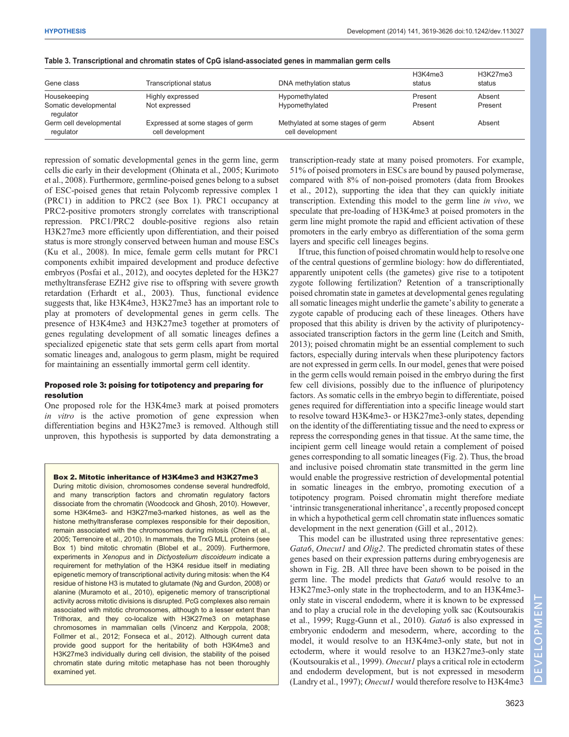**Table 3. Transcriptional and chromatin states of CpG island-associated genes in mammalian germ cells**

| Gene class | Transcriptional status | DNA methylation status | H3K4me3 status | H3K27me3 status |
|---|---|---|---|---|
| Housekeeping | Highly expressed | Hypomethylated | Present | Absent |
| Somatic developmental regulator | Not expressed | Hypomethylated | Present | Present |
| Germ cell developmental regulator | Expressed at some stages of germ cell development | Methylated at some stages of germ cell development | Absent | Absent |

repression of somatic developmental genes in the germ line, germ cells die early in their development (Ohinata et al., 2005; Kurimoto et al., 2008). Furthermore, germline-poised genes belong to a subset of ESC-poised genes that retain Polycomb repressive complex 1 (PRC1) in addition to PRC2 (see Box 1). PRC1 occupancy at PRC2-positive promoters strongly correlates with transcriptional repression. PRC1/PRC2 double-positive regions also retain H3K27me3 more efficiently upon differentiation, and their poised status is more strongly conserved between human and mouse ESCs (Ku et al., 2008). In mice, female germ cells mutant for PRC1 components exhibit impaired development and produce defective embryos (Posfai et al., 2012), and oocytes depleted for the H3K27 methyltransferase EZH2 give rise to offspring with severe growth retardation (Erhardt et al., 2003). Thus, functional evidence suggests that, like H3K4me3, H3K27me3 has an important role to play at promoters of developmental genes in germ cells. The presence of H3K4me3 and H3K27me3 together at promoters of genes regulating development of all somatic lineages defines a specialized epigenetic state that sets germ cells apart from mortal somatic lineages and, analogous to germ plasm, might be required for maintaining an essentially immortal germ cell identity.

### Proposed role 3: poising for totipotency and preparing for resolution

One proposed role for the H3K4me3 mark at poised promoters *in vitro* is the active promotion of gene expression when differentiation begins and H3K27me3 is removed. Although still unproven, this hypothesis is supported by data demonstrating a transcription-ready state at many poised promoters. For example, 51% of poised promoters in ESCs are bound by paused polymerase, compared with 8% of non-poised promoters (data from Brookes et al., 2012), supporting the idea that they can quickly initiate transcription. Extending this model to the germ line *in vivo*, we speculate that pre-loading of H3K4me3 at poised promoters in the germ line might promote the rapid and efficient activation of these promoters in the early embryo as differentiation of the soma germ layers and specific cell lineages begins.

If true, this function of poised chromatin would help to resolve one of the central questions of germline biology: how do differentiated, apparently unipotent cells (the gametes) give rise to a totipotent zygote following fertilization? Retention of a transcriptionally poised chromatin state in gametes at developmental genes regulating all somatic lineages might underlie the gamete's ability to generate a zygote capable of producing each of these lineages. Others have proposed that this ability is driven by the activity of pluripotency-associated transcription factors in the germ line (Leitch and Smith, 2013); poised chromatin might be an essential complement to such factors, especially during intervals when these pluripotency factors are not expressed in germ cells. In our model, genes that were poised in the germ cells would remain poised in the embryo during the first few cell divisions, possibly due to the influence of pluripotency factors. As somatic cells in the embryo begin to differentiate, poised genes required for differentiation into a specific lineage would start to resolve toward H3K4me3- or H3K27me3-only states, depending on the identity of the differentiating tissue and the need to express or repress the corresponding genes in that tissue. At the same time, the incipient germ cell lineage would retain a complement of poised genes corresponding to all somatic lineages (Fig. 2). Thus, the broad and inclusive poised chromatin state transmitted in the germ line would enable the progressive restriction of developmental potential in somatic lineages in the embryo, promoting execution of a totipotency program. Poised chromatin might therefore mediate 'intrinsic transgenerational inheritance', a recently proposed concept in which a hypothetical germ cell chromatin state influences somatic development in the next generation (Gill et al., 2012).

This model can be illustrated using three representative genes: *Gata6*, *Onecut1* and *Olig2*. The predicted chromatin states of these genes based on their expression patterns during embryogenesis are shown in Fig. 2B. All three have been shown to be poised in the germ line. The model predicts that *Gata6* would resolve to an H3K27me3-only state in the trophectoderm, and to an H3K4me3-only state in visceral endoderm, where it is known to be expressed and to play a crucial role in the developing yolk sac (Koutsourakis et al., 1999; Rugg-Gunn et al., 2010). *Gata6* is also expressed in embryonic endoderm and mesoderm, where, according to the model, it would resolve to an H3K4me3-only state, but not in ectoderm, where it would resolve to an H3K27me3-only state (Koutsourakis et al., 1999). *Onecut1* plays a critical role in ectoderm and endoderm development, but is not expressed in mesoderm (Landry et al., 1997); *Onecut1* would therefore resolve to H3K4me3

**Box 2. Mitotic inheritance of H3K4me3 and H3K27me3**

During mitotic division, chromosomes condense several hundredfold, and many transcription factors and chromatin regulatory factors dissociate from the chromatin (Woodcock and Ghosh, 2010). However, some H3K4me3- and H3K27me3-marked histones, as well as the histone methyltransferase complexes responsible for their deposition, remain associated with the chromosomes during mitosis (Chen et al., 2005; Terrenoire et al., 2010). In mammals, the TrxG MLL proteins (see Box 1) bind mitotic chromatin (Blobel et al., 2009). Furthermore, experiments in *Xenopus* and in *Dictyostelium discoideum* indicate a requirement for methylation of the H3K4 residue itself in mediating epigenetic memory of transcriptional activity during mitosis: when the K4 residue of histone H3 is mutated to glutamate (Ng and Gurdon, 2008) or alanine (Muramoto et al., 2010), epigenetic memory of transcriptional activity across mitotic divisions is disrupted. PcG complexes also remain associated with mitotic chromosomes, although to a lesser extent than Trithorax, and they co-localize with H3K27me3 on metaphase chromosomes in mammalian cells (Vincenz and Kerppola, 2008; Follmer et al., 2012; Fonseca et al., 2012). Although current data provide good support for the heritability of both H3K4me3 and H3K27me3 individually during cell division, the stability of the poised chromatin state during mitotic metaphase has not been thoroughly examined yet.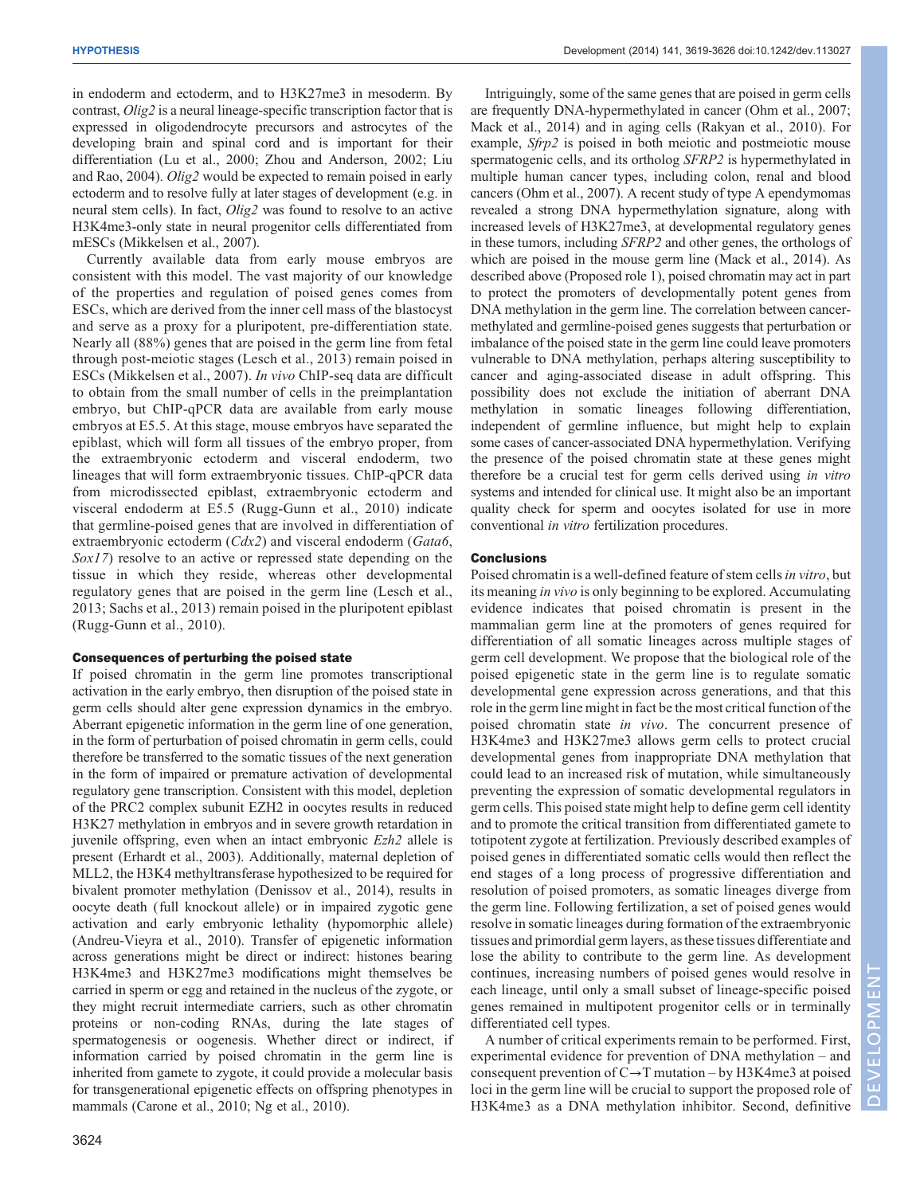in endoderm and ectoderm, and to H3K27me3 in mesoderm. By contrast, *Olig2* is a neural lineage-specific transcription factor that is expressed in oligodendrocyte precursors and astrocytes of the developing brain and spinal cord and is important for their differentiation (Lu et al., 2000; Zhou and Anderson, 2002; Liu and Rao, 2004). *Olig2* would be expected to remain poised in early ectoderm and to resolve fully at later stages of development (e.g. in neural stem cells). In fact, *Olig2* was found to resolve to an active H3K4me3-only state in neural progenitor cells differentiated from mESCs (Mikkelsen et al., 2007).

Currently available data from early mouse embryos are consistent with this model. The vast majority of our knowledge of the properties and regulation of poised genes comes from ESCs, which are derived from the inner cell mass of the blastocyst and serve as a proxy for a pluripotent, pre-differentiation state. Nearly all (88%) genes that are poised in the germ line from fetal through post-meiotic stages (Lesch et al., 2013) remain poised in ESCs (Mikkelsen et al., 2007). *In vivo* ChIP-seq data are difficult to obtain from the small number of cells in the preimplantation embryo, but ChIP-qPCR data are available from early mouse embryos at E5.5. At this stage, mouse embryos have separated the epiblast, which will form all tissues of the embryo proper, from the extraembryonic ectoderm and visceral endoderm, two lineages that will form extraembryonic tissues. ChIP-qPCR data from microdissected epiblast, extraembryonic ectoderm and visceral endoderm at E5.5 (Rugg-Gunn et al., 2010) indicate that germline-poised genes that are involved in differentiation of extraembryonic ectoderm (*Cdx2*) and visceral endoderm (*Gata6*, *Sox17*) resolve to an active or repressed state depending on the tissue in which they reside, whereas other developmental regulatory genes that are poised in the germ line (Lesch et al., 2013; Sachs et al., 2013) remain poised in the pluripotent epiblast (Rugg-Gunn et al., 2010).

### Consequences of perturbing the poised state

If poised chromatin in the germ line promotes transcriptional activation in the early embryo, then disruption of the poised state in germ cells should alter gene expression dynamics in the embryo. Aberrant epigenetic information in the germ line of one generation, in the form of perturbation of poised chromatin in germ cells, could therefore be transferred to the somatic tissues of the next generation in the form of impaired or premature activation of developmental regulatory gene transcription. Consistent with this model, depletion of the PRC2 complex subunit EZH2 in oocytes results in reduced H3K27 methylation in embryos and in severe growth retardation in juvenile offspring, even when an intact embryonic *Ezh2* allele is present (Erhardt et al., 2003). Additionally, maternal depletion of MLL2, the H3K4 methyltransferase hypothesized to be required for bivalent promoter methylation (Denissov et al., 2014), results in oocyte death (full knockout allele) or in impaired zygotic gene activation and early embryonic lethality (hypomorphic allele) (Andreu-Vieyra et al., 2010). Transfer of epigenetic information across generations might be direct or indirect: histones bearing H3K4me3 and H3K27me3 modifications might themselves be carried in sperm or egg and retained in the nucleus of the zygote, or they might recruit intermediate carriers, such as other chromatin proteins or non-coding RNAs, during the late stages of spermatogenesis or oogenesis. Whether direct or indirect, if information carried by poised chromatin in the germ line is inherited from gamete to zygote, it could provide a molecular basis for transgenerational epigenetic effects on offspring phenotypes in mammals (Carone et al., 2010; Ng et al., 2010).

Intriguingly, some of the same genes that are poised in germ cells are frequently DNA-hypermethylated in cancer (Ohm et al., 2007; Mack et al., 2014) and in aging cells (Rakyan et al., 2010). For example, *Sfrp2* is poised in both meiotic and postmeiotic mouse spermatogenic cells, and its ortholog *SFRP2* is hypermethylated in multiple human cancer types, including colon, renal and blood cancers (Ohm et al., 2007). A recent study of type A ependymomas revealed a strong DNA hypermethylation signature, along with increased levels of H3K27me3, at developmental regulatory genes in these tumors, including *SFRP2* and other genes, the orthologs of which are poised in the mouse germ line (Mack et al., 2014). As described above (Proposed role 1), poised chromatin may act in part to protect the promoters of developmentally potent genes from DNA methylation in the germ line. The correlation between cancer-methylated and germline-poised genes suggests that perturbation or imbalance of the poised state in the germ line could leave promoters vulnerable to DNA methylation, perhaps altering susceptibility to cancer and aging-associated disease in adult offspring. This possibility does not exclude the initiation of aberrant DNA methylation in somatic lineages following differentiation, independent of germline influence, but might help to explain some cases of cancer-associated DNA hypermethylation. Verifying the presence of the poised chromatin state at these genes might therefore be a crucial test for germ cells derived using *in vitro* systems and intended for clinical use. It might also be an important quality check for sperm and oocytes isolated for use in more conventional *in vitro* fertilization procedures.

### Conclusions

Poised chromatin is a well-defined feature of stem cells *in vitro*, but its meaning *in vivo* is only beginning to be explored. Accumulating evidence indicates that poised chromatin is present in the mammalian germ line at the promoters of genes required for differentiation of all somatic lineages across multiple stages of germ cell development. We propose that the biological role of the poised epigenetic state in the germ line is to regulate somatic developmental gene expression across generations, and that this role in the germ line might in fact be the most critical function of the poised chromatin state *in vivo*. The concurrent presence of H3K4me3 and H3K27me3 allows germ cells to protect crucial developmental genes from inappropriate DNA methylation that could lead to an increased risk of mutation, while simultaneously preventing the expression of somatic developmental regulators in germ cells. This poised state might help to define germ cell identity and to promote the critical transition from differentiated gamete to totipotent zygote at fertilization. Previously described examples of poised genes in differentiated somatic cells would then reflect the end stages of a long process of progressive differentiation and resolution of poised promoters, as somatic lineages diverge from the germ line. Following fertilization, a set of poised genes would resolve in somatic lineages during formation of the extraembryonic tissues and primordial germ layers, as these tissues differentiate and lose the ability to contribute to the germ line. As development continues, increasing numbers of poised genes would resolve in each lineage, until only a small subset of lineage-specific poised genes remained in multipotent progenitor cells or in terminally differentiated cell types.

A number of critical experiments remain to be performed. First, experimental evidence for prevention of DNA methylation – and consequent prevention of C→T mutation – by H3K4me3 at poised loci in the germ line will be crucial to support the proposed role of H3K4me3 as a DNA methylation inhibitor. Second, definitive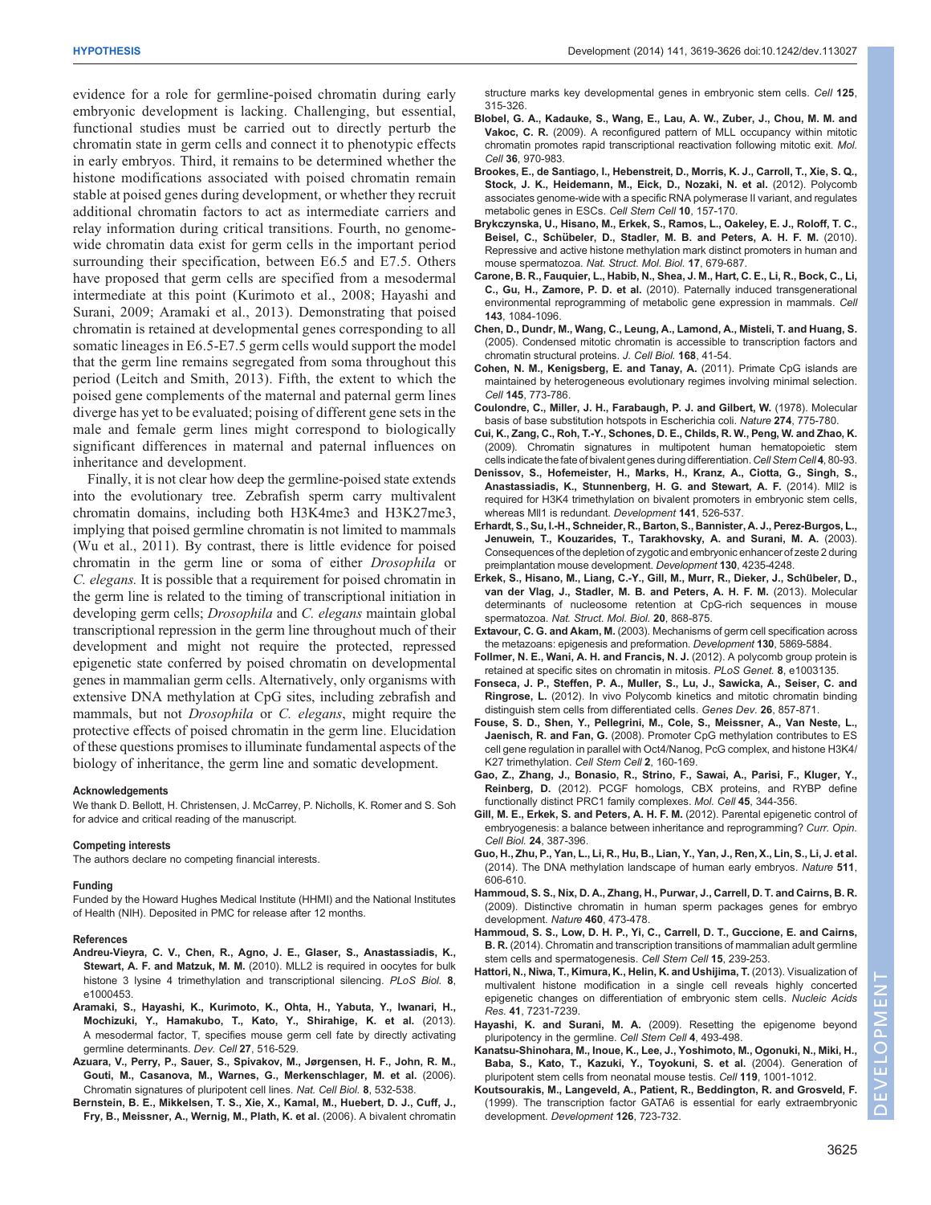evidence for a role for germline-poised chromatin during early embryonic development is lacking. Challenging, but essential, functional studies must be carried out to directly perturb the chromatin state in germ cells and connect it to phenotypic effects in early embryos. Third, it remains to be determined whether the histone modifications associated with poised chromatin remain stable at poised genes during development, or whether they recruit additional chromatin factors to act as intermediate carriers and relay information during critical transitions. Fourth, no genome-wide chromatin data exist for germ cells in the important period surrounding their specification, between E6.5 and E7.5. Others have proposed that germ cells are specified from a mesodermal intermediate at this point (Kurimoto et al., 2008; Hayashi and Surani, 2009; Aramaki et al., 2013). Demonstrating that poised chromatin is retained at developmental genes corresponding to all somatic lineages in E6.5-E7.5 germ cells would support the model that the germ line remains segregated from soma throughout this period (Leitch and Smith, 2013). Fifth, the extent to which the poised gene complements of the maternal and paternal germ lines diverge has yet to be evaluated; poising of different gene sets in the male and female germ lines might correspond to biologically significant differences in maternal and paternal influences on inheritance and development.

Finally, it is not clear how deep the germline-poised state extends into the evolutionary tree. Zebrafish sperm carry multivalent chromatin domains, including both H3K4me3 and H3K27me3, implying that poised germline chromatin is not limited to mammals (Wu et al., 2011). By contrast, there is little evidence for poised chromatin in the germ line or soma of either *Drosophila* or *C. elegans.* It is possible that a requirement for poised chromatin in the germ line is related to the timing of transcriptional initiation in developing germ cells; *Drosophila* and *C. elegans* maintain global transcriptional repression in the germ line throughout much of their development and might not require the protected, repressed epigenetic state conferred by poised chromatin on developmental genes in mammalian germ cells. Alternatively, only organisms with extensive DNA methylation at CpG sites, including zebrafish and mammals, but not *Drosophila* or *C. elegans*, might require the protective effects of poised chromatin in the germ line. Elucidation of these questions promises to illuminate fundamental aspects of the biology of inheritance, the germ line and somatic development.

#### Acknowledgements

We thank D. Bellott, H. Christensen, J. McCarrey, P. Nicholls, K. Romer and S. Soh for advice and critical reading of the manuscript.

#### Competing interests

The authors declare no competing financial interests.

#### Funding

Funded by the Howard Hughes Medical Institute (HHMI) and the National Institutes of Health (NIH). Deposited in PMC for release after 12 months.

#### References

**Andreu-Vieyra, C. V., Chen, R., Agno, J. E., Glaser, S., Anastassiadis, K., Stewart, A. F. and Matzuk, M. M.** (2010). MLL2 is required in oocytes for bulk histone 3 lysine 4 trimethylation and transcriptional silencing. *PLoS Biol.* **8**, e1000453.

**Aramaki, S., Hayashi, K., Kurimoto, K., Ohta, H., Yabuta, Y., Iwanari, H., Mochizuki, Y., Hamakubo, T., Kato, Y., Shirahige, K. et al.** (2013). A mesodermal factor, T, specifies mouse germ cell fate by directly activating germline determinants. *Dev. Cell* **27**, 516-529.

**Azuara, V., Perry, P., Sauer, S., Spivakov, M., Jørgensen, H. F., John, R. M., Gouti, M., Casanova, M., Warnes, G., Merkenschlager, M. et al.** (2006). Chromatin signatures of pluripotent cell lines. *Nat. Cell Biol.* **8**, 532-538.

**Bernstein, B. E., Mikkelsen, T. S., Xie, X., Kamal, M., Huebert, D. J., Cuff, J., Fry, B., Meissner, A., Wernig, M., Plath, K. et al.** (2006). A bivalent chromatin structure marks key developmental genes in embryonic stem cells. *Cell* **125**, 315-326.

**Blobel, G. A., Kadauke, S., Wang, E., Lau, A. W., Zuber, J., Chou, M. M. and Vakoc, C. R.** (2009). A reconfigured pattern of MLL occupancy within mitotic chromatin promotes rapid transcriptional reactivation following mitotic exit. *Mol. Cell* **36**, 970-983.

**Brookes, E., de Santiago, I., Hebenstreit, D., Morris, K. J., Carroll, T., Xie, S. Q., Stock, J. K., Heidemann, M., Eick, D., Nozaki, N. et al.** (2012). Polycomb associates genome-wide with a specific RNA polymerase II variant, and regulates metabolic genes in ESCs. *Cell Stem Cell* **10**, 157-170.

**Brykczynska, U., Hisano, M., Erkek, S., Ramos, L., Oakeley, E. J., Roloff, T. C., Beisel, C., Schübeler, D., Stadler, M. B. and Peters, A. H. F. M.** (2010). Repressive and active histone methylation mark distinct promoters in human and mouse spermatozoa. *Nat. Struct. Mol. Biol.* **17**, 679-687.

**Carone, B. R., Fauquier, L., Habib, N., Shea, J. M., Hart, C. E., Li, R., Bock, C., Li, C., Gu, H., Zamore, P. D. et al.** (2010). Paternally induced transgenerational environmental reprogramming of metabolic gene expression in mammals. *Cell* **143**, 1084-1096.

**Chen, D., Dundr, M., Wang, C., Leung, A., Lamond, A., Misteli, T. and Huang, S.** (2005). Condensed mitotic chromatin is accessible to transcription factors and chromatin structural proteins. *J. Cell Biol.* **168**, 41-54.

**Cohen, N. M., Kenigsberg, E. and Tanay, A.** (2011). Primate CpG islands are maintained by heterogeneous evolutionary regimes involving minimal selection. *Cell* **145**, 773-786.

**Coulondre, C., Miller, J. H., Farabaugh, P. J. and Gilbert, W.** (1978). Molecular basis of base substitution hotspots in Escherichia coli. *Nature* **274**, 775-780.

**Cui, K., Zang, C., Roh, T.-Y., Schones, D. E., Childs, R. W., Peng, W. and Zhao, K.** (2009). Chromatin signatures in multipotent human hematopoietic stem cells indicate the fate of bivalent genes during differentiation. *Cell Stem Cell* **4**, 80-93.

**Denissov, S., Hofemeister, H., Marks, H., Kranz, A., Ciotta, G., Singh, S., Anastassiadis, K., Stunnenberg, H. G. and Stewart, A. F.** (2014). Mll2 is required for H3K4 trimethylation on bivalent promoters in embryonic stem cells, whereas Mll1 is redundant. *Development* **141**, 526-537.

**Erhardt, S., Su, I.-H., Schneider, R., Barton, S., Bannister, A. J., Perez-Burgos, L., Jenuwein, T., Kouzarides, T., Tarakhovsky, A. and Surani, M. A.** (2003). Consequences of the depletion of zygotic and embryonic enhancer of zeste 2 during preimplantation mouse development. *Development* **130**, 4235-4248.

**Erkek, S., Hisano, M., Liang, C.-Y., Gill, M., Murr, R., Dieker, J., Schübeler, D., van der Vlag, J., Stadler, M. B. and Peters, A. H. F. M.** (2013). Molecular determinants of nucleosome retention at CpG-rich sequences in mouse spermatozoa. *Nat. Struct. Mol. Biol.* **20**, 868-875.

**Extavour, C. G. and Akam, M.** (2003). Mechanisms of germ cell specification across the metazoans: epigenesis and preformation. *Development* **130**, 5869-5884.

**Follmer, N. E., Wani, A. H. and Francis, N. J.** (2012). A polycomb group protein is retained at specific sites on chromatin in mitosis. *PLoS Genet.* **8**, e1003135.

**Fonseca, J. P., Steffen, P. A., Muller, S., Lu, J., Sawicka, A., Seiser, C. and Ringrose, L.** (2012). In vivo Polycomb kinetics and mitotic chromatin binding distinguish stem cells from differentiated cells. *Genes Dev.* **26**, 857-871.

**Fouse, S. D., Shen, Y., Pellegrini, M., Cole, S., Meissner, A., Van Neste, L., Jaenisch, R. and Fan, G.** (2008). Promoter CpG methylation contributes to ES cell gene regulation in parallel with Oct4/Nanog, PcG complex, and histone H3K4/K27 trimethylation. *Cell Stem Cell* **2**, 160-169.

**Gao, Z., Zhang, J., Bonasio, R., Strino, F., Sawai, A., Parisi, F., Kluger, Y., Reinberg, D.** (2012). PCGF homologs, CBX proteins, and RYBP define functionally distinct PRC1 family complexes. *Mol. Cell* **45**, 344-356.

**Gill, M. E., Erkek, S. and Peters, A. H. F. M.** (2012). Parental epigenetic control of embryogenesis: a balance between inheritance and reprogramming? *Curr. Opin. Cell Biol.* **24**, 387-396.

**Guo, H., Zhu, P., Yan, L., Li, R., Hu, B., Lian, Y., Yan, J., Ren, X., Lin, S., Li, J. et al.** (2014). The DNA methylation landscape of human early embryos. *Nature* **511**, 606-610.

**Hammoud, S. S., Nix, D. A., Zhang, H., Purwar, J., Carrell, D. T. and Cairns, B. R.** (2009). Distinctive chromatin in human sperm packages genes for embryo development. *Nature* **460**, 473-478.

**Hammoud, S. S., Low, D. H. P., Yi, C., Carrell, D. T., Guccione, E. and Cairns, B. R.** (2014). Chromatin and transcription transitions of mammalian adult germline stem cells and spermatogenesis. *Cell Stem Cell* **15**, 239-253.

**Hattori, N., Niwa, T., Kimura, K., Helin, K. and Ushijima, T.** (2013). Visualization of multivalent histone modification in a single cell reveals highly concerted epigenetic changes on differentiation of embryonic stem cells. *Nucleic Acids Res.* **41**, 7231-7239.

**Hayashi, K. and Surani, M. A.** (2009). Resetting the epigenome beyond pluripotency in the germline. *Cell Stem Cell* **4**, 493-498.

**Kanatsu-Shinohara, M., Inoue, K., Lee, J., Yoshimoto, M., Ogonuki, N., Miki, H., Baba, S., Kato, T., Kazuki, Y., Toyokuni, S. et al.** (2004). Generation of pluripotent stem cells from neonatal mouse testis. *Cell* **119**, 1001-1012.

**Koutsourakis, M., Langeveld, A., Patient, R., Beddington, R. and Grosveld, F.** (1999). The transcription factor GATA6 is essential for early extraembryonic development. *Development* **126**, 723-732.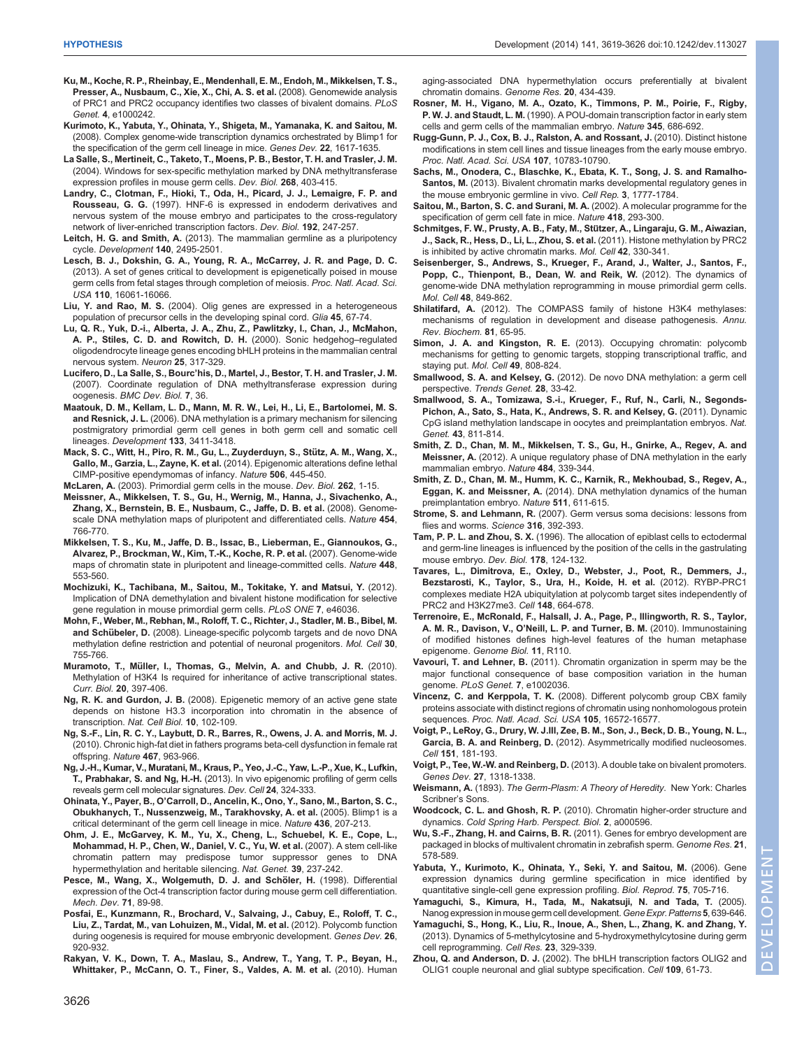Ku, M., Koche, R. P., Rheinbay, E., Mendenhall, E. M., Endoh, M., Mikkelsen, T. S., Presser, A., Nusbaum, C., Xie, X., Chi, A. S. et al. (2008). Genomewide analysis of PRC1 and PRC2 occupancy identifies two classes of bivalent domains. *PLoS Genet.* **4**, e1000242.

Kurimoto, K., Yabuta, Y., Ohinata, Y., Shigeta, M., Yamanaka, K. and Saitou, M. (2008). Complex genome-wide transcription dynamics orchestrated by Blimp1 for the specification of the germ cell lineage in mice. *Genes Dev.* **22**, 1617-1635.

La Salle, S., Mertineit, C., Taketo, T., Moens, P. B., Bestor, T. H. and Trasler, J. M. (2004). Windows for sex-specific methylation marked by DNA methyltransferase expression profiles in mouse germ cells. *Dev. Biol.* **268**, 403-415.

Landry, C., Clotman, F., Hioki, T., Oda, H., Picard, J. J., Lemaigre, F. P. and Rousseau, G. G. (1997). HNF-6 is expressed in endoderm derivatives and nervous system of the mouse embryo and participates to the cross-regulatory network of liver-enriched transcription factors. *Dev. Biol.* **192**, 247-257.

Leitch, H. G. and Smith, A. (2013). The mammalian germline as a pluripotency cycle. *Development* **140**, 2495-2501.

Lesch, B. J., Dokshin, G. A., Young, R. A., McCarrey, J. R. and Page, D. C. (2013). A set of genes critical to development is epigenetically poised in mouse germ cells from fetal stages through completion of meiosis. *Proc. Natl. Acad. Sci. USA* **110**, 16061-16066.

Liu, Y. and Rao, M. S. (2004). Olig genes are expressed in a heterogeneous population of precursor cells in the developing spinal cord. *Glia* **45**, 67-74.

Lu, Q. R., Yuk, D.-i., Alberta, J. A., Zhu, Z., Pawlitzky, I., Chan, J., McMahon, A. P., Stiles, C. D. and Rowitch, D. H. (2000). Sonic hedgehog–regulated oligodendrocyte lineage genes encoding bHLH proteins in the mammalian central nervous system. *Neuron* **25**, 317-329.

Lucifero, D., La Salle, S., Bourc'his, D., Martel, J., Bestor, T. H. and Trasler, J. M. (2007). Coordinate regulation of DNA methyltransferase expression during oogenesis. *BMC Dev. Biol.* **7**, 36.

Maatouk, D. M., Kellam, L. D., Mann, M. R. W., Lei, H., Li, E., Bartolomei, M. S. and Resnick, J. L. (2006). DNA methylation is a primary mechanism for silencing postmigratory primordial germ cell genes in both germ cell and somatic cell lineages. *Development* **133**, 3411-3418.

Mack, S. C., Witt, H., Piro, R. M., Gu, L., Zuyderduyn, S., Stütz, A. M., Wang, X., Gallo, M., Garzia, L., Zayne, K. et al. (2014). Epigenomic alterations define lethal CIMP-positive ependymomas of infancy. *Nature* **506**, 445-450.

McLaren, A. (2003). Primordial germ cells in the mouse. *Dev. Biol.* **262**, 1-15.

Meissner, A., Mikkelsen, T. S., Gu, H., Wernig, M., Hanna, J., Sivachenko, A., Zhang, X., Bernstein, B. E., Nusbaum, C., Jaffe, D. B. et al. (2008). Genome-scale DNA methylation maps of pluripotent and differentiated cells. *Nature* **454**, 766-770.

Mikkelsen, T. S., Ku, M., Jaffe, D. B., Issac, B., Lieberman, E., Giannoukos, G., Alvarez, P., Brockman, W., Kim, T.-K., Koche, R. P. et al. (2007). Genome-wide maps of chromatin state in pluripotent and lineage-committed cells. *Nature* **448**, 553-560.

Mochizuki, K., Tachibana, M., Saitou, M., Tokitake, Y. and Matsui, Y. (2012). Implication of DNA demethylation and bivalent histone modification for selective gene regulation in mouse primordial germ cells. *PLoS ONE* **7**, e46036.

Mohn, F., Weber, M., Rebhan, M., Roloff, T. C., Richter, J., Stadler, M. B., Bibel, M. and Schübeler, D. (2008). Lineage-specific polycomb targets and de novo DNA methylation define restriction and potential of neuronal progenitors. *Mol. Cell* **30**, 755-766.

Muramoto, T., Müller, I., Thomas, G., Melvin, A. and Chubb, J. R. (2010). Methylation of H3K4 Is required for inheritance of active transcriptional states. *Curr. Biol.* **20**, 397-406.

Ng, R. K. and Gurdon, J. B. (2008). Epigenetic memory of an active gene state depends on histone H3.3 incorporation into chromatin in the absence of transcription. *Nat. Cell Biol.* **10**, 102-109.

Ng, S.-F., Lin, R. C. Y., Laybutt, D. R., Barres, R., Owens, J. A. and Morris, M. J. (2010). Chronic high-fat diet in fathers programs beta-cell dysfunction in female rat offspring. *Nature* **467**, 963-966.

Ng, J.-H., Kumar, V., Muratani, M., Kraus, P., Yeo, J.-C., Yaw, L.-P., Xue, K., Lufkin, T., Prabhakar, S. and Ng, H.-H. (2013). In vivo epigenomic profiling of germ cells reveals germ cell molecular signatures. *Dev. Cell* **24**, 324-333.

Ohinata, Y., Payer, B., O'Carroll, D., Ancelin, K., Ono, Y., Sano, M., Barton, S. C., Obukhanych, T., Nussenzweig, M., Tarakhovsky, A. et al. (2005). Blimp1 is a critical determinant of the germ cell lineage in mice. *Nature* **436**, 207-213.

Ohm, J. E., McGarvey, K. M., Yu, X., Cheng, L., Schuebel, K. E., Cope, L., Mohammad, H. P., Chen, W., Daniel, V. C., Yu, W. et al. (2007). A stem cell-like chromatin pattern may predispose tumor suppressor genes to DNA hypermethylation and heritable silencing. *Nat. Genet.* **39**, 237-242.

Pesce, M., Wang, X., Wolgemuth, D. J. and Schöler, H. (1998). Differential expression of the Oct-4 transcription factor during mouse germ cell differentiation. *Mech. Dev.* **71**, 89-98.

Posfai, E., Kunzmann, R., Brochard, V., Salvaing, J., Cabuy, E., Roloff, T. C., Liu, Z., Tardat, M., van Lohuizen, M., Vidal, M. et al. (2012). Polycomb function during oogenesis is required for mouse embryonic development. *Genes Dev.* **26**, 920-932.

Rakyan, V. K., Down, T. A., Maslau, S., Andrew, T., Yang, T. P., Beyan, H., Whittaker, P., McCann, O. T., Finer, S., Valdes, A. M. et al. (2010). Human aging-associated DNA hypermethylation occurs preferentially at bivalent chromatin domains. *Genome Res.* **20**, 434-439.

Rosner, M. H., Vigano, M. A., Ozato, K., Timmons, P. M., Poirie, F., Rigby, P. W. J. and Staudt, L. M. (1990). A POU-domain transcription factor in early stem cells and germ cells of the mammalian embryo. *Nature* **345**, 686-692.

Rugg-Gunn, P. J., Cox, B. J., Ralston, A. and Rossant, J. (2010). Distinct histone modifications in stem cell lines and tissue lineages from the early mouse embryo. *Proc. Natl. Acad. Sci. USA* **107**, 10783-10790.

Sachs, M., Onodera, C., Blaschke, K., Ebata, K. T., Song, J. S. and Ramalho-Santos, M. (2013). Bivalent chromatin marks developmental regulatory genes in the mouse embryonic germline in vivo. *Cell Rep.* **3**, 1777-1784.

Saitou, M., Barton, S. C. and Surani, M. A. (2002). A molecular programme for the specification of germ cell fate in mice. *Nature* **418**, 293-300.

Schmitges, F. W., Prusty, A. B., Faty, M., Stützer, A., Lingaraju, G. M., Aiwazian, J., Sack, R., Hess, D., Li, L., Zhou, S. et al. (2011). Histone methylation by PRC2 is inhibited by active chromatin marks. *Mol. Cell* **42**, 330-341.

Seisenberger, S., Andrews, S., Krueger, F., Arand, J., Walter, J., Santos, F., Popp, C., Thienpont, B., Dean, W. and Reik, W. (2012). The dynamics of genome-wide DNA methylation reprogramming in mouse primordial germ cells. *Mol. Cell* **48**, 849-862.

Shilatifard, A. (2012). The COMPASS family of histone H3K4 methylases: mechanisms of regulation in development and disease pathogenesis. *Annu. Rev. Biochem.* **81**, 65-95.

Simon, J. A. and Kingston, R. E. (2013). Occupying chromatin: polycomb mechanisms for getting to genomic targets, stopping transcriptional traffic, and staying put. *Mol. Cell* **49**, 808-824.

Smallwood, S. A. and Kelsey, G. (2012). De novo DNA methylation: a germ cell perspective. *Trends Genet.* **28**, 33-42.

Smallwood, S. A., Tomizawa, S.-i., Krueger, F., Ruf, N., Carli, N., Segonds-Pichon, A., Sato, S., Hata, K., Andrews, S. R. and Kelsey, G. (2011). Dynamic CpG island methylation landscape in oocytes and preimplantation embryos. *Nat. Genet.* **43**, 811-814.

Smith, Z. D., Chan, M. M., Mikkelsen, T. S., Gu, H., Gnirke, A., Regev, A. and Meissner, A. (2012). A unique regulatory phase of DNA methylation in the early mammalian embryo. *Nature* **484**, 339-344.

Smith, Z. D., Chan, M. M., Humm, K. C., Karnik, R., Mekhoubad, S., Regev, A., Eggan, K. and Meissner, A. (2014). DNA methylation dynamics of the human preimplantation embryo. *Nature* **511**, 611-615.

Strome, S. and Lehmann, R. (2007). Germ versus soma decisions: lessons from flies and worms. *Science* **316**, 392-393.

Tam, P. P. L. and Zhou, S. X. (1996). The allocation of epiblast cells to ectodermal and germ-line lineages is influenced by the position of the cells in the gastrulating mouse embryo. *Dev. Biol.* **178**, 124-132.

Tavares, L., Dimitrova, E., Oxley, D., Webster, J., Poot, R., Demmers, J., Bezstarosti, K., Taylor, S., Ura, H., Koide, H. et al. (2012). RYBP-PRC1 complexes mediate H2A ubiquitylation at polycomb target sites independently of PRC2 and H3K27me3. *Cell* **148**, 664-678.

Terrenoire, E., McRonald, F., Halsall, J. A., Page, P., Illingworth, R. S., Taylor, A. M. R., Davison, V., O'Neill, L. P. and Turner, B. M. (2010). Immunostaining of modified histones defines high-level features of the human metaphase epigenome. *Genome Biol.* **11**, R110.

Vavouri, T. and Lehner, B. (2011). Chromatin organization in sperm may be the major functional consequence of base composition variation in the human genome. *PLoS Genet.* **7**, e1002036.

Vincenz, C. and Kerppola, T. K. (2008). Different polycomb group CBX family proteins associate with distinct regions of chromatin using nonhomologous protein sequences. *Proc. Natl. Acad. Sci. USA* **105**, 16572-16577.

Voigt, P., LeRoy, G., Drury, W. J.III, Zee, B. M., Son, J., Beck, D. B., Young, N. L., Garcia, B. A. and Reinberg, D. (2012). Asymmetrically modified nucleosomes. *Cell* **151**, 181-193.

Voigt, P., Tee, W.-W. and Reinberg, D. (2013). A double take on bivalent promoters. *Genes Dev.* **27**, 1318-1338.

Weismann, A. (1893). *The Germ-Plasm: A Theory of Heredity*. New York: Charles Scribner's Sons.

Woodcock, C. L. and Ghosh, R. P. (2010). Chromatin higher-order structure and dynamics. *Cold Spring Harb. Perspect. Biol.* **2**, a000596.

Wu, S.-F., Zhang, H. and Cairns, B. R. (2011). Genes for embryo development are packaged in blocks of multivalent chromatin in zebrafish sperm. *Genome Res.* **21**, 578-589.

Yabuta, Y., Kurimoto, K., Ohinata, Y., Seki, Y. and Saitou, M. (2006). Gene expression dynamics during germline specification in mice identified by quantitative single-cell gene expression profiling. *Biol. Reprod.* **75**, 705-716.

Yamaguchi, S., Kimura, H., Tada, M., Nakatsuji, N. and Tada, T. (2005). Nanog expression in mouse germ cell development. *Gene Expr. Patterns* **5**, 639-646.

Yamaguchi, S., Hong, K., Liu, R., Inoue, A., Shen, L., Zhang, K. and Zhang, Y. (2013). Dynamics of 5-methylcytosine and 5-hydroxymethylcytosine during germ cell reprogramming. *Cell Res.* **23**, 329-339.

Zhou, Q. and Anderson, D. J. (2002). The bHLH transcription factors OLIG2 and OLIG1 couple neuronal and glial subtype specification. *Cell* **109**, 61-73.